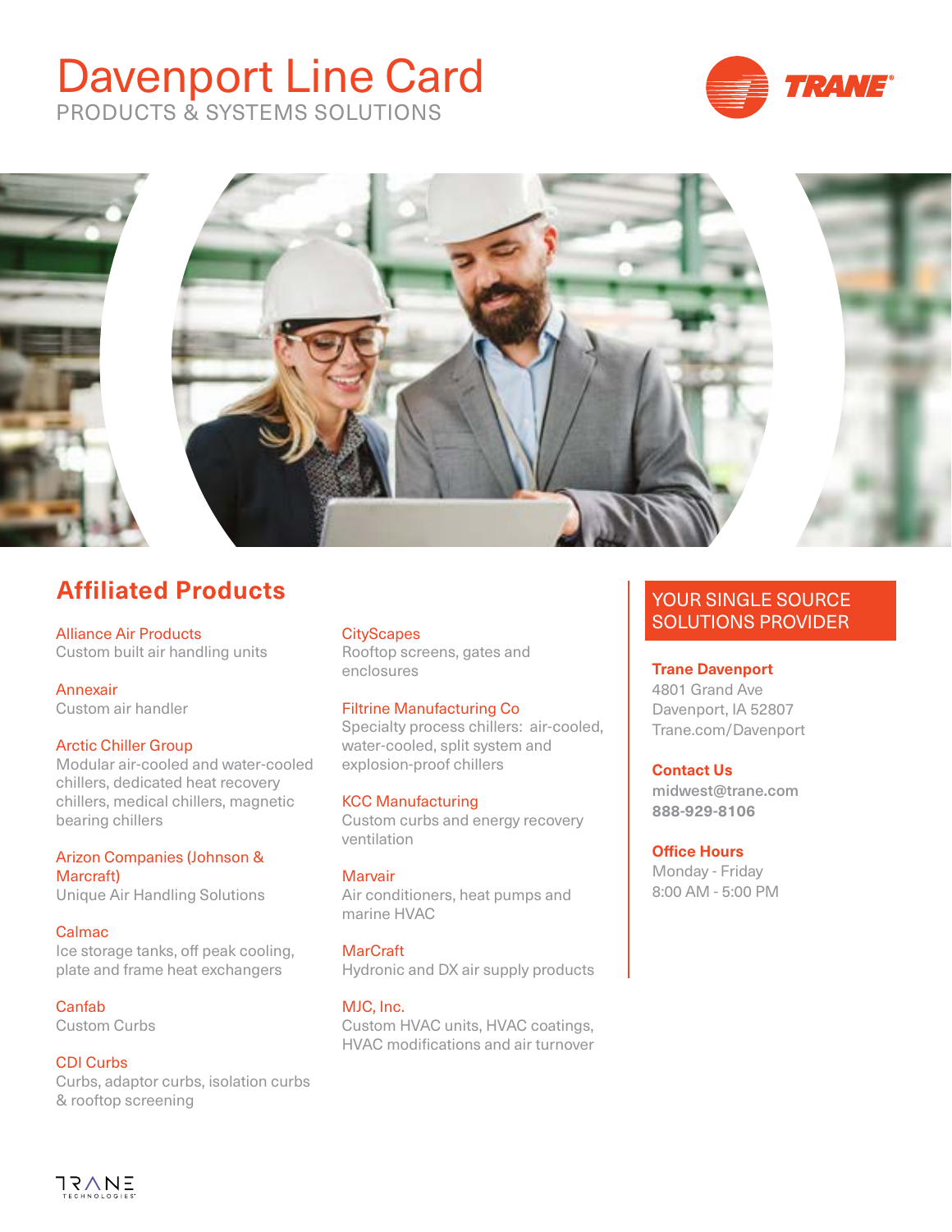# Davenport Line Card

PRODUCTS & SYSTEMS SOLUTIONS

## Affiliated Products

**Alliance Air Products**
Custom built air handling units

**Annexair**
Custom air handler

**Arctic Chiller Group**
Modular air-cooled and water-cooled chillers, dedicated heat recovery chillers, medical chillers, magnetic bearing chillers

**Arizon Companies (Johnson & Marcraft)**
Unique Air Handling Solutions

**Calmac**
Ice storage tanks, off peak cooling, plate and frame heat exchangers

**Canfab**
Custom Curbs

**CDI Curbs**
Curbs, adaptor curbs, isolation curbs & rooftop screening

**CityScapes**
Rooftop screens, gates and enclosures

**Filtrine Manufacturing Co**
Specialty process chillers: air-cooled, water-cooled, split system and explosion-proof chillers

**KCC Manufacturing**
Custom curbs and energy recovery ventilation

**Marvair**
Air conditioners, heat pumps and marine HVAC

**MarCraft**
Hydronic and DX air supply products

**MJC, Inc.**
Custom HVAC units, HVAC coatings, HVAC modifications and air turnover

## YOUR SINGLE SOURCE SOLUTIONS PROVIDER

**Trane Davenport**
4801 Grand Ave
Davenport, IA 52807
Trane.com/Davenport

**Contact Us**
midwest@trane.com
888-929-8106

**Office Hours**
Monday - Friday
8:00 AM - 5:00 PM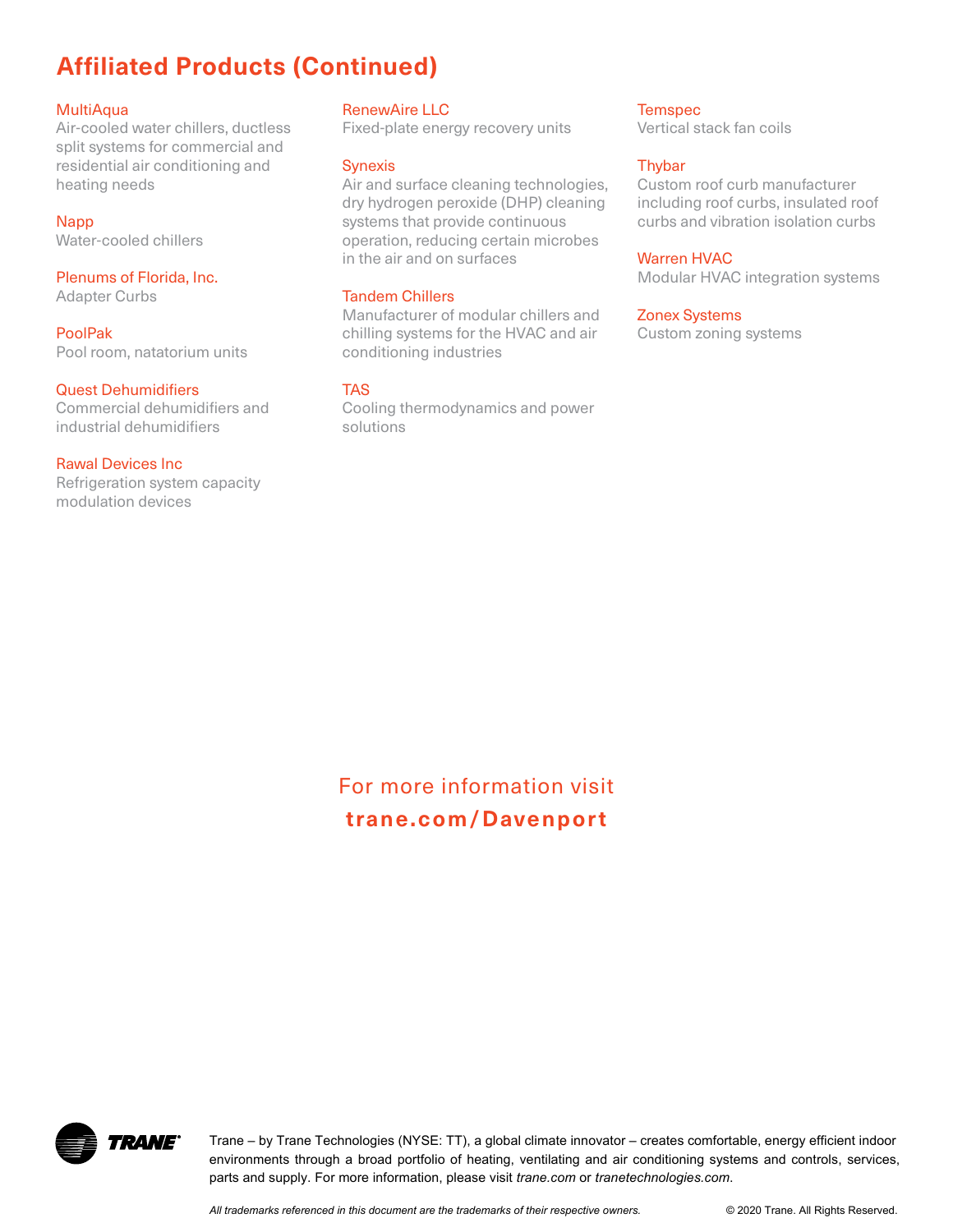## Affiliated Products (Continued)

MultiAqua
Air-cooled water chillers, ductless split systems for commercial and residential air conditioning and heating needs

Napp
Water-cooled chillers

Plenums of Florida, Inc.
Adapter Curbs

PoolPak
Pool room, natatorium units

Quest Dehumidifiers
Commercial dehumidifiers and industrial dehumidifiers

Rawal Devices Inc
Refrigeration system capacity modulation devices

RenewAire LLC
Fixed-plate energy recovery units

Synexis
Air and surface cleaning technologies, dry hydrogen peroxide (DHP) cleaning systems that provide continuous operation, reducing certain microbes in the air and on surfaces

Tandem Chillers
Manufacturer of modular chillers and chilling systems for the HVAC and air conditioning industries

TAS
Cooling thermodynamics and power solutions

Temspec
Vertical stack fan coils

Thybar
Custom roof curb manufacturer including roof curbs, insulated roof curbs and vibration isolation curbs

Warren HVAC
Modular HVAC integration systems

Zonex Systems
Custom zoning systems

For more information visit
**trane.com/Davenport**

Trane – by Trane Technologies (NYSE: TT), a global climate innovator – creates comfortable, energy efficient indoor environments through a broad portfolio of heating, ventilating and air conditioning systems and controls, services, parts and supply. For more information, please visit *trane.com* or *tranetechnologies.com*.

*All trademarks referenced in this document are the trademarks of their respective owners.*

© 2020 Trane. All Rights Reserved.